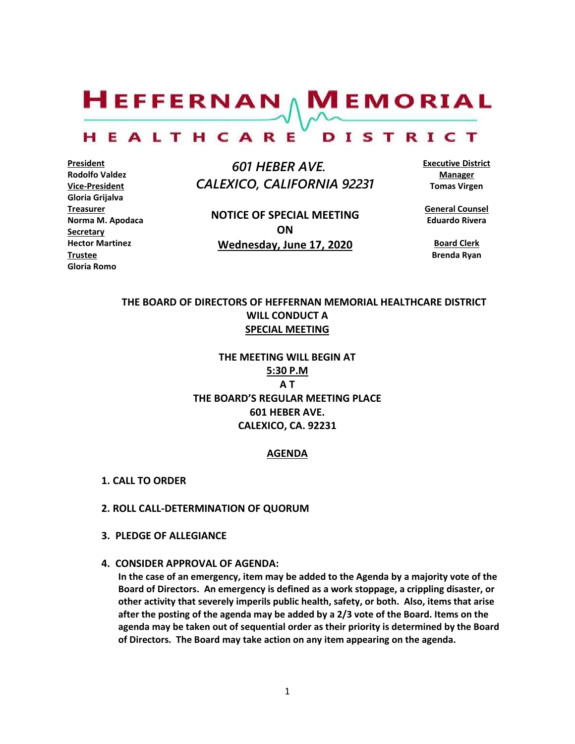# HEFFERNAN MEMORIAL HEALTHCARE DISTRICT

**President**
**Rodolfo Valdez**
**Vice-President**
**Gloria Grijalva**
**Treasurer**
**Norma M. Apodaca**
**Secretary**
**Hector Martinez**
**Trustee**
**Gloria Romo**

*601 HEBER AVE.*
*CALEXICO, CALIFORNIA 92231*

**NOTICE OF SPECIAL MEETING**
**ON**
**Wednesday, June 17, 2020**

**Executive District Manager**
**Tomas Virgen**

**General Counsel**
**Eduardo Rivera**

**Board Clerk**
**Brenda Ryan**

**THE BOARD OF DIRECTORS OF HEFFERNAN MEMORIAL HEALTHCARE DISTRICT WILL CONDUCT A**
**SPECIAL MEETING**

**THE MEETING WILL BEGIN AT**
**5:30 P.M**
**A T**
**THE BOARD'S REGULAR MEETING PLACE**
**601 HEBER AVE.**
**CALEXICO, CA. 92231**

## AGENDA

**1. CALL TO ORDER**

**2. ROLL CALL-DETERMINATION OF QUORUM**

**3. PLEDGE OF ALLEGIANCE**

**4. CONSIDER APPROVAL OF AGENDA:**
**In the case of an emergency, item may be added to the Agenda by a majority vote of the Board of Directors. An emergency is defined as a work stoppage, a crippling disaster, or other activity that severely imperils public health, safety, or both. Also, items that arise after the posting of the agenda may be added by a 2/3 vote of the Board. Items on the agenda may be taken out of sequential order as their priority is determined by the Board of Directors. The Board may take action on any item appearing on the agenda.**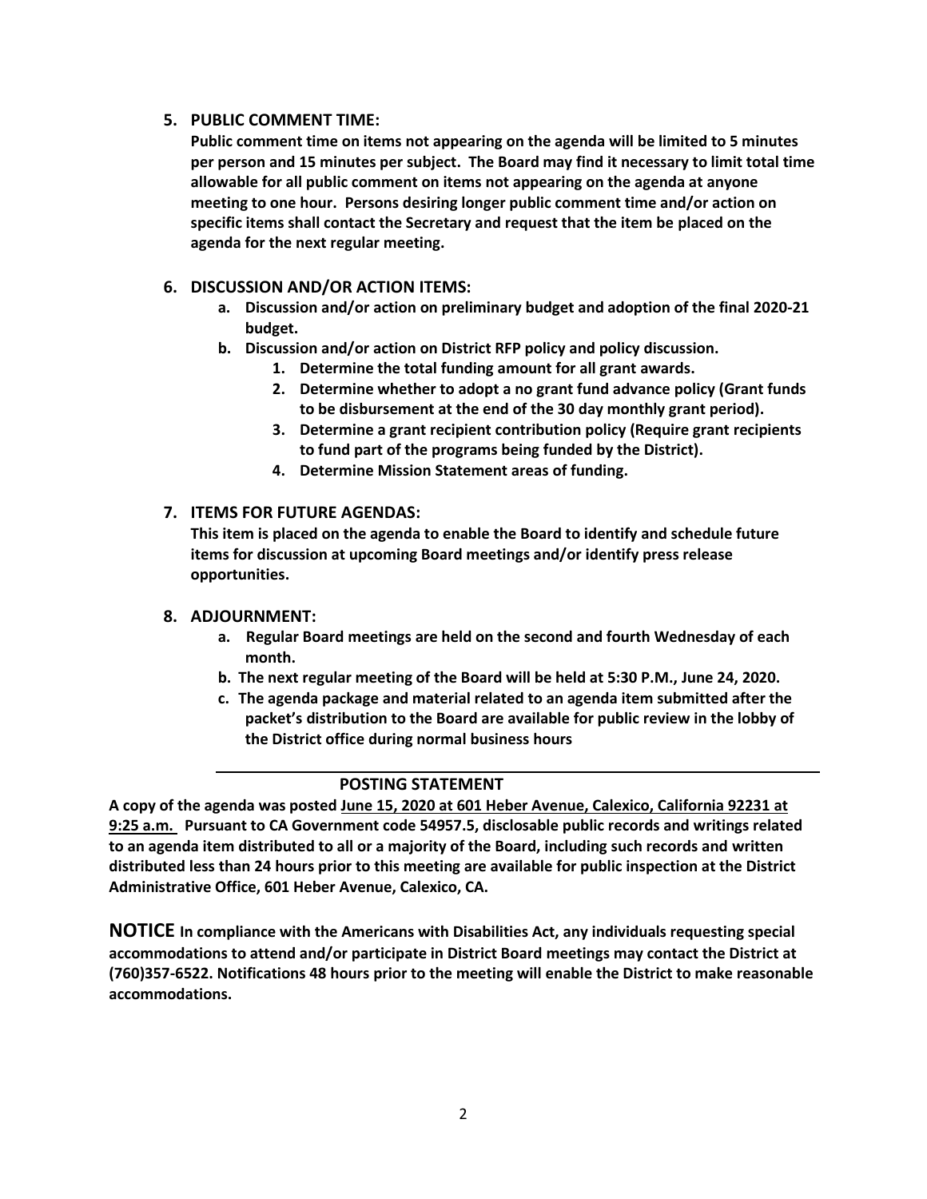5. **PUBLIC COMMENT TIME:**
   **Public comment time on items not appearing on the agenda will be limited to 5 minutes per person and 15 minutes per subject. The Board may find it necessary to limit total time allowable for all public comment on items not appearing on the agenda at anyone meeting to one hour. Persons desiring longer public comment time and/or action on specific items shall contact the Secretary and request that the item be placed on the agenda for the next regular meeting.**

6. **DISCUSSION AND/OR ACTION ITEMS:**
   a. **Discussion and/or action on preliminary budget and adoption of the final 2020-21 budget.**
   b. **Discussion and/or action on District RFP policy and policy discussion.**
      1. **Determine the total funding amount for all grant awards.**
      2. **Determine whether to adopt a no grant fund advance policy (Grant funds to be disbursement at the end of the 30 day monthly grant period).**
      3. **Determine a grant recipient contribution policy (Require grant recipients to fund part of the programs being funded by the District).**
      4. **Determine Mission Statement areas of funding.**

7. **ITEMS FOR FUTURE AGENDAS:**
   **This item is placed on the agenda to enable the Board to identify and schedule future items for discussion at upcoming Board meetings and/or identify press release opportunities.**

8. **ADJOURNMENT:**
   a. **Regular Board meetings are held on the second and fourth Wednesday of each month.**
   b. **The next regular meeting of the Board will be held at 5:30 P.M., June 24, 2020.**
   c. **The agenda package and material related to an agenda item submitted after the packet's distribution to the Board are available for public review in the lobby of the District office during normal business hours**

**POSTING STATEMENT**

**A copy of the agenda was posted June 15, 2020 at 601 Heber Avenue, Calexico, California 92231 at 9:25 a.m. Pursuant to CA Government code 54957.5, disclosable public records and writings related to an agenda item distributed to all or a majority of the Board, including such records and written distributed less than 24 hours prior to this meeting are available for public inspection at the District Administrative Office, 601 Heber Avenue, Calexico, CA.**

**NOTICE In compliance with the Americans with Disabilities Act, any individuals requesting special accommodations to attend and/or participate in District Board meetings may contact the District at (760)357-6522. Notifications 48 hours prior to the meeting will enable the District to make reasonable accommodations.**